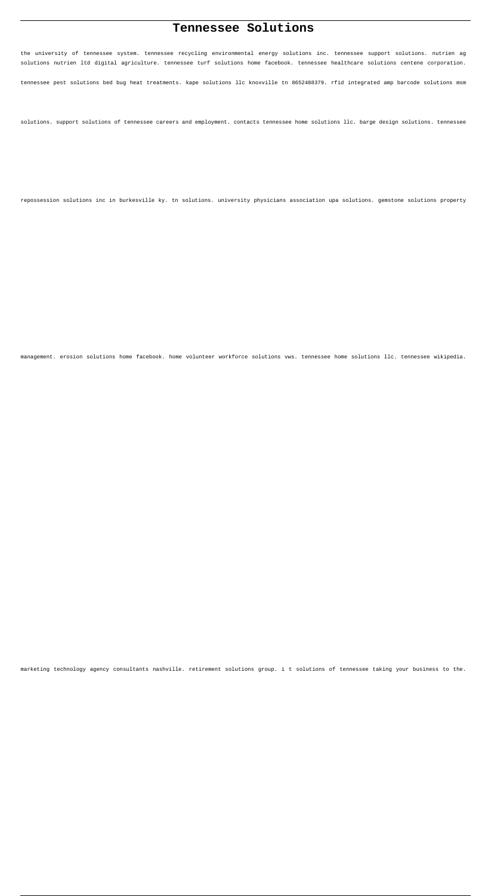# Tennessee Solutions

the university of tennessee system. tennessee recycling environmental energy solutions inc. tennessee support solutions. nutrien ag solutions nutrien ltd digital agriculture. tennessee turf solutions home facebook. tennessee healthcare solutions centene corporation. tennessee pest solutions bed bug heat treatments. kape solutions llc knoxville tn 8652488379. rfid integrated amp barcode solutions msm solutions. support solutions of tennessee careers and employment. contacts tennessee home solutions llc. barge design solutions. tennessee repossession solutions inc in burkesville ky. tn solutions. university physicians association upa solutions. gemstone solutions property management. erosion solutions home facebook. home volunteer workforce solutions vws. tennessee home solutions llc. tennessee wikipedia. marketing technology agency consultants nashville. retirement solutions group. i t solutions of tennessee taking your business to the.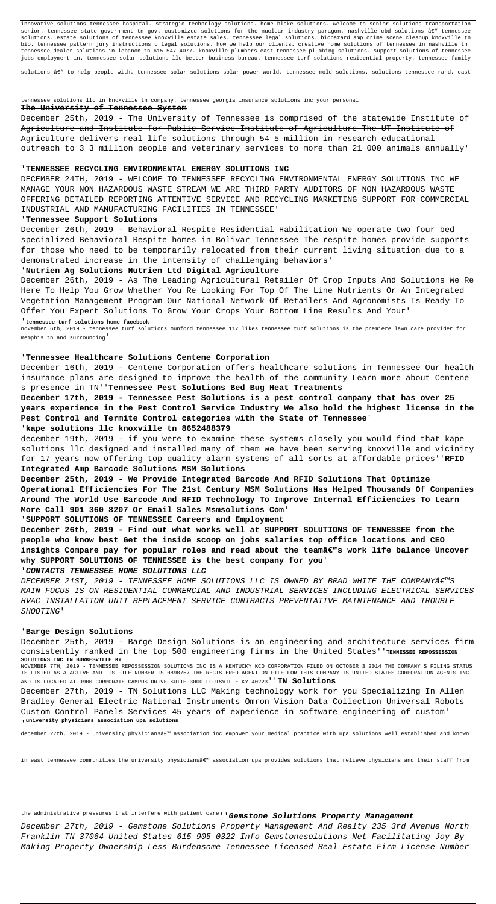innovative solutions tennessee hospital. strategic technology solutions. home blake solutions. welcome to senior solutions transportation senior. tennessee state government tn gov. customized solutions for the nuclear industry paragon. nashville cbd solutions â€" tennessee solutions. estate solutions of tennessee knoxville estate sales. tennessee legal solutions. biohazard amp crime scene cleanup knoxville tn bio. tennessee pattern jury instructions c legal solutions. how we help our clients. creative home solutions of tennessee in nashville tn. tennessee dealer solutions in lebanon tn 615 547 4077. knoxville plumbers east tennessee plumbing solutions. support solutions of tennessee jobs employment in. tennessee solar solutions llc better business bureau. tennessee turf solutions residential property. tennessee family solutions â€" to help people with. tennessee solar solutions solar power world. tennessee mold solutions. solutions tennessee rand. east tennessee solutions llc in knoxville tn company. tennessee georgia insurance solutions inc your personal

**The University of Tennessee System**

~~December 25th, 2019 - The University of Tennessee is comprised of the statewide Institute of Agriculture and Institute for Public Service Institute of Agriculture The UT Institute of Agriculture delivers real life solutions through 54 5 million in research educational outreach to 3 3 million people and veterinary services to more than 21 000 animals annually~~'

'**TENNESSEE RECYCLING ENVIRONMENTAL ENERGY SOLUTIONS INC**

DECEMBER 24TH, 2019 - WELCOME TO TENNESSEE RECYCLING ENVIRONMENTAL ENERGY SOLUTIONS INC WE MANAGE YOUR NON HAZARDOUS WASTE STREAM WE ARE THIRD PARTY AUDITORS OF NON HAZARDOUS WASTE OFFERING DETAILED REPORTING ATTENTIVE SERVICE AND RECYCLING MARKETING SUPPORT FOR COMMERCIAL INDUSTRIAL AND MANUFACTURING FACILITIES IN TENNESSEE'

'**Tennessee Support Solutions**

December 26th, 2019 - Behavioral Respite Residential Habilitation We operate two four bed specialized Behavioral Respite homes in Bolivar Tennessee The respite homes provide supports for those who need to be temporarily relocated from their current living situation due to a demonstrated increase in the intensity of challenging behaviors'

'**Nutrien Ag Solutions Nutrien Ltd Digital Agriculture**

December 26th, 2019 - As The Leading Agricultural Retailer Of Crop Inputs And Solutions We Re Here To Help You Grow Whether You Re Looking For Top Of The Line Nutrients Or An Integrated Vegetation Management Program Our National Network Of Retailers And Agronomists Is Ready To Offer You Expert Solutions To Grow Your Crops Your Bottom Line Results And Your'

'**tennessee turf solutions home facebook**

november 6th, 2019 - tennessee turf solutions munford tennessee 117 likes tennessee turf solutions is the premiere lawn care provider for memphis tn and surrounding'

'**Tennessee Healthcare Solutions Centene Corporation**

December 16th, 2019 - Centene Corporation offers healthcare solutions in Tennessee Our health insurance plans are designed to improve the health of the community Learn more about Centene s presence in TN''**Tennessee Pest Solutions Bed Bug Heat Treatments**

**December 17th, 2019 - Tennessee Pest Solutions is a pest control company that has over 25 years experience in the Pest Control Service Industry We also hold the highest license in the Pest Control and Termite Control categories with the State of Tennessee**'

'**kape solutions llc knoxville tn 8652488379**

december 19th, 2019 - if you were to examine these systems closely you would find that kape solutions llc designed and installed many of them we have been serving knoxville and vicinity for 17 years now offering top quality alarm systems of all sorts at affordable prices''**RFID Integrated Amp Barcode Solutions MSM Solutions**

**December 25th, 2019 - We Provide Integrated Barcode And RFID Solutions That Optimize Operational Efficiencies For The 21st Century MSM Solutions Has Helped Thousands Of Companies Around The World Use Barcode And RFID Technology To Improve Internal Efficiencies To Learn More Call 901 360 8207 Or Email Sales Msmsolutions Com**'

'**SUPPORT SOLUTIONS OF TENNESSEE Careers and Employment**

**December 26th, 2019 - Find out what works well at SUPPORT SOLUTIONS OF TENNESSEE from the people who know best Get the inside scoop on jobs salaries top office locations and CEO insights Compare pay for popular roles and read about the teamâ€™s work life balance Uncover why SUPPORT SOLUTIONS OF TENNESSEE is the best company for you**'

'***CONTACTS TENNESSEE HOME SOLUTIONS LLC***

*DECEMBER 21ST, 2019 - TENNESSEE HOME SOLUTIONS LLC IS OWNED BY BRAD WHITE THE COMPANYâ€™S MAIN FOCUS IS ON RESIDENTIAL COMMERCIAL AND INDUSTRIAL SERVICES INCLUDING ELECTRICAL SERVICES HVAC INSTALLATION UNIT REPLACEMENT SERVICE CONTRACTS PREVENTATIVE MAINTENANCE AND TROUBLE SHOOTING*'

'**Barge Design Solutions**

December 25th, 2019 - Barge Design Solutions is an engineering and architecture services firm consistently ranked in the top 500 engineering firms in the United States''**TENNESSEE REPOSSESSION SOLUTIONS INC IN BURKESVILLE KY**

NOVEMBER 7TH, 2019 - TENNESSEE REPOSSESSION SOLUTIONS INC IS A KENTUCKY KCO CORPORATION FILED ON OCTOBER 3 2014 THE COMPANY S FILING STATUS IS LISTED AS A ACTIVE AND ITS FILE NUMBER IS 0898757 THE REGISTERED AGENT ON FILE FOR THIS COMPANY IS UNITED STATES CORPORATION AGENTS INC AND IS LOCATED AT 9900 CORPORATE CAMPUS DRIVE SUITE 3000 LOUISVILLE KY 40223''**TN Solutions**

December 27th, 2019 - TN Solutions LLC Making technology work for you Specializing In Allen Bradley General Electric National Instruments Omron Vision Data Collection Universal Robots Custom Control Panels Services 45 years of experience in software engineering of custom'

'**university physicians association upa solutions**

december 27th, 2019 - university physiciansâ€™ association inc empower your medical practice with upa solutions well established and known in east tennessee communities the university physiciansâ€™ association upa provides solutions that relieve physicians and their staff from the administrative pressures that interfere with patient care''***Gemstone Solutions Property Management***

*December 27th, 2019 - Gemstone Solutions Property Management And Realty 235 3rd Avenue North Franklin TN 37064 United States 615 905 0322 Info Gemstonesolutions Net Facilitating Joy By Making Property Ownership Less Burdensome Tennessee Licensed Real Estate Firm License Number*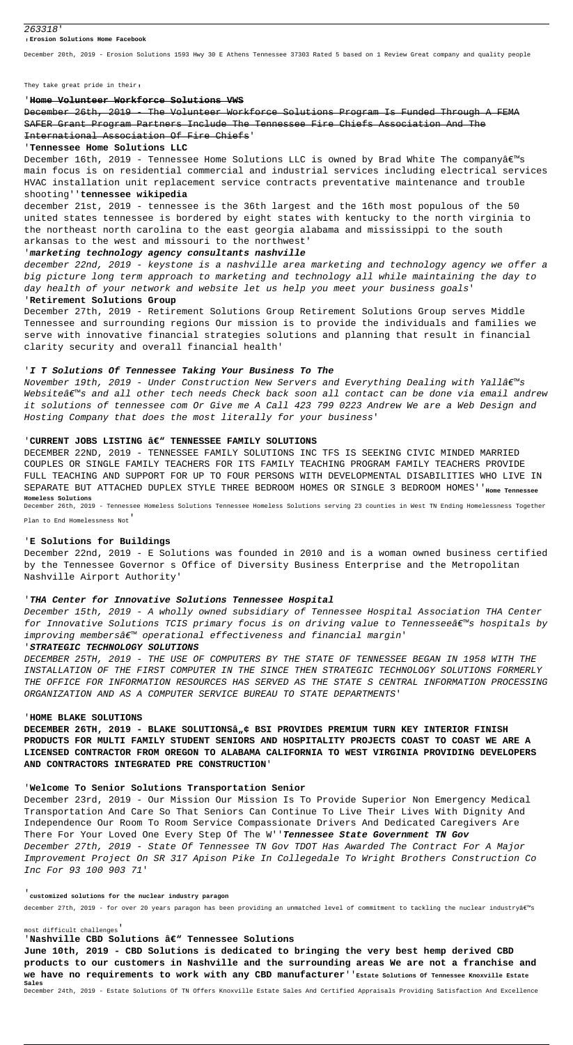263318'

'**Erosion Solutions Home Facebook**

December 20th, 2019 - Erosion Solutions 1593 Hwy 30 E Athens Tennessee 37303 Rated 5 based on 1 Review Great company and quality people

They take great pride in their'

'**Home Volunteer Workforce Solutions VWS**

~~December 26th, 2019 - The Volunteer Workforce Solutions Program Is Funded Through A FEMA SAFER Grant Program Partners Include The Tennessee Fire Chiefs Association And The International Association Of Fire Chiefs~~'

'**Tennessee Home Solutions LLC**

December 16th, 2019 - Tennessee Home Solutions LLC is owned by Brad White The companyâ€™s main focus is on residential commercial and industrial services including electrical services HVAC installation unit replacement service contracts preventative maintenance and trouble shooting''**tennessee wikipedia**

december 21st, 2019 - tennessee is the 36th largest and the 16th most populous of the 50 united states tennessee is bordered by eight states with kentucky to the north virginia to the northeast north carolina to the east georgia alabama and mississippi to the south arkansas to the west and missouri to the northwest'

'***marketing technology agency consultants nashville***

*december 22nd, 2019 - keystone is a nashville area marketing and technology agency we offer a big picture long term approach to marketing and technology all while maintaining the day to day health of your network and website let us help you meet your business goals*'

'**Retirement Solutions Group**

December 27th, 2019 - Retirement Solutions Group Retirement Solutions Group serves Middle Tennessee and surrounding regions Our mission is to provide the individuals and families we serve with innovative financial strategies solutions and planning that result in financial clarity security and overall financial health'

'***I T Solutions Of Tennessee Taking Your Business To The***

*November 19th, 2019 - Under Construction New Servers and Everything Dealing with Yallâ€™s Websiteâ€™s and all other tech needs Check back soon all contact can be done via email andrew it solutions of tennessee com Or Give me A Call 423 799 0223 Andrew We are a Web Design and Hosting Company that does the most literally for your business*'

'**CURRENT JOBS LISTING â€" TENNESSEE FAMILY SOLUTIONS**

DECEMBER 22ND, 2019 - TENNESSEE FAMILY SOLUTIONS INC TFS IS SEEKING CIVIC MINDED MARRIED COUPLES OR SINGLE FAMILY TEACHERS FOR ITS FAMILY TEACHING PROGRAM FAMILY TEACHERS PROVIDE FULL TEACHING AND SUPPORT FOR UP TO FOUR PERSONS WITH DEVELOPMENTAL DISABILITIES WHO LIVE IN SEPARATE BUT ATTACHED DUPLEX STYLE THREE BEDROOM HOMES OR SINGLE 3 BEDROOM HOMES''**Home Tennessee Homeless Solutions**

December 26th, 2019 - Tennessee Homeless Solutions Tennessee Homeless Solutions serving 23 counties in West TN Ending Homelessness Together Plan to End Homelessness Not'

'**E Solutions for Buildings**

December 22nd, 2019 - E Solutions was founded in 2010 and is a woman owned business certified by the Tennessee Governor s Office of Diversity Business Enterprise and the Metropolitan Nashville Airport Authority'

'***THA Center for Innovative Solutions Tennessee Hospital***

*December 15th, 2019 - A wholly owned subsidiary of Tennessee Hospital Association THA Center for Innovative Solutions TCIS primary focus is on driving value to Tennesseeâ€™s hospitals by improving membersâ€™ operational effectiveness and financial margin*'

'***STRATEGIC TECHNOLOGY SOLUTIONS***

*DECEMBER 25TH, 2019 - THE USE OF COMPUTERS BY THE STATE OF TENNESSEE BEGAN IN 1958 WITH THE INSTALLATION OF THE FIRST COMPUTER IN THE SINCE THEN STRATEGIC TECHNOLOGY SOLUTIONS FORMERLY THE OFFICE FOR INFORMATION RESOURCES HAS SERVED AS THE STATE S CENTRAL INFORMATION PROCESSING ORGANIZATION AND AS A COMPUTER SERVICE BUREAU TO STATE DEPARTMENTS*'

'**HOME BLAKE SOLUTIONS**

**DECEMBER 26TH, 2019 - BLAKE SOLUTIONSâ„¢ BSI PROVIDES PREMIUM TURN KEY INTERIOR FINISH PRODUCTS FOR MULTI FAMILY STUDENT SENIORS AND HOSPITALITY PROJECTS COAST TO COAST WE ARE A LICENSED CONTRACTOR FROM OREGON TO ALABAMA CALIFORNIA TO WEST VIRGINIA PROVIDING DEVELOPERS AND CONTRACTORS INTEGRATED PRE CONSTRUCTION**'

'**Welcome To Senior Solutions Transportation Senior**

December 23rd, 2019 - Our Mission Our Mission Is To Provide Superior Non Emergency Medical Transportation And Care So That Seniors Can Continue To Live Their Lives With Dignity And Independence Our Room To Room Service Compassionate Drivers And Dedicated Caregivers Are There For Your Loved One Every Step Of The W''***Tennessee State Government TN Gov***

*December 27th, 2019 - State Of Tennessee TN Gov TDOT Has Awarded The Contract For A Major Improvement Project On SR 317 Apison Pike In Collegedale To Wright Brothers Construction Co Inc For 93 100 903 71*'

'**customized solutions for the nuclear industry paragon**

december 27th, 2019 - for over 20 years paragon has been providing an unmatched level of commitment to tackling the nuclear industryâ€™s most difficult challenges'

'**Nashville CBD Solutions â€" Tennessee Solutions**

**June 10th, 2019 - CBD Solutions is dedicated to bringing the very best hemp derived CBD products to our customers in Nashville and the surrounding areas We are not a franchise and we have no requirements to work with any CBD manufacturer**''**Estate Solutions Of Tennessee Knoxville Estate Sales**

December 24th, 2019 - Estate Solutions Of TN Offers Knoxville Estate Sales And Certified Appraisals Providing Satisfaction And Excellence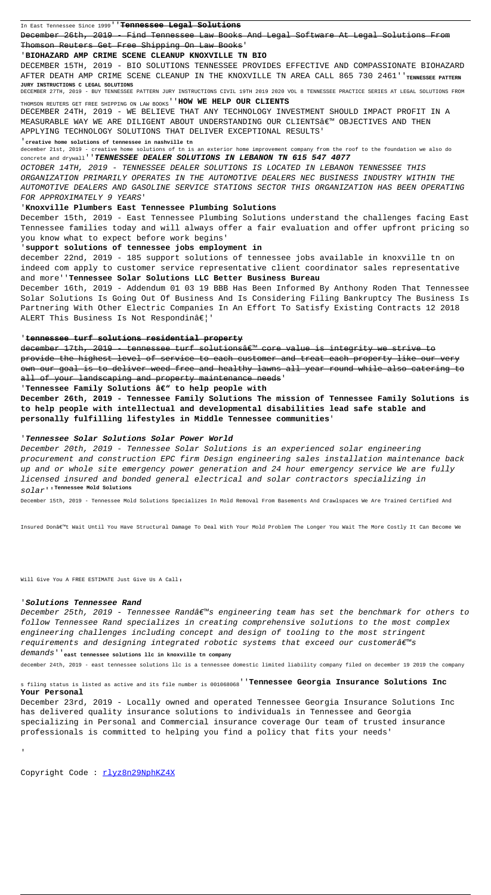In East Tennessee Since 1999''**~~Tennessee Legal Solutions~~**

~~December 26th, 2019 - Find Tennessee Law Books And Legal Software At Legal Solutions From Thomson Reuters Get Free Shipping On Law Books~~'

'**BIOHAZARD AMP CRIME SCENE CLEANUP KNOXVILLE TN BIO**

DECEMBER 15TH, 2019 - BIO SOLUTIONS TENNESSEE PROVIDES EFFECTIVE AND COMPASSIONATE BIOHAZARD AFTER DEATH AMP CRIME SCENE CLEANUP IN THE KNOXVILLE TN AREA CALL 865 730 2461''**TENNESSEE PATTERN JURY INSTRUCTIONS C LEGAL SOLUTIONS**

DECEMBER 27TH, 2019 - BUY TENNESSEE PATTERN JURY INSTRUCTIONS CIVIL 19TH 2019 2020 VOL 8 TENNESSEE PRACTICE SERIES AT LEGAL SOLUTIONS FROM THOMSON REUTERS GET FREE SHIPPING ON LAW BOOKS''**HOW WE HELP OUR CLIENTS**

DECEMBER 24TH, 2019 - WE BELIEVE THAT ANY TECHNOLOGY INVESTMENT SHOULD IMPACT PROFIT IN A MEASURABLE WAY WE ARE DILIGENT ABOUT UNDERSTANDING OUR CLIENTSâ€™ OBJECTIVES AND THEN APPLYING TECHNOLOGY SOLUTIONS THAT DELIVER EXCEPTIONAL RESULTS'

'**creative home solutions of tennessee in nashville tn**

december 21st, 2019 - creative home solutions of tn is an exterior home improvement company from the roof to the foundation we also do concrete and drywall''***TENNESSEE DEALER SOLUTIONS IN LEBANON TN 615 547 4077***

*OCTOBER 14TH, 2019 - TENNESSEE DEALER SOLUTIONS IS LOCATED IN LEBANON TENNESSEE THIS ORGANIZATION PRIMARILY OPERATES IN THE AUTOMOTIVE DEALERS NEC BUSINESS INDUSTRY WITHIN THE AUTOMOTIVE DEALERS AND GASOLINE SERVICE STATIONS SECTOR THIS ORGANIZATION HAS BEEN OPERATING FOR APPROXIMATELY 9 YEARS*'

'**Knoxville Plumbers East Tennessee Plumbing Solutions**

December 15th, 2019 - East Tennessee Plumbing Solutions understand the challenges facing East Tennessee families today and will always offer a fair evaluation and offer upfront pricing so you know what to expect before work begins'

'**support solutions of tennessee jobs employment in**

december 22nd, 2019 - 185 support solutions of tennessee jobs available in knoxville tn on indeed com apply to customer service representative client coordinator sales representative and more''**Tennessee Solar Solutions LLC Better Business Bureau**

December 16th, 2019 - Addendum 01 03 19 BBB Has Been Informed By Anthony Roden That Tennessee Solar Solutions Is Going Out Of Business And Is Considering Filing Bankruptcy The Business Is Partnering With Other Electric Companies In An Effort To Satisfy Existing Contracts 12 2018 ALERT This Business Is Not Respondinâ€¦'

'**~~tennessee turf solutions residential property~~**

~~december 17th, 2019 - tennessee turf solutionsâ€™ core value is integrity we strive to provide the highest level of service to each customer and treat each property like our very own our goal is to deliver weed free and healthy lawns all year round while also catering to all of your landscaping and property maintenance needs~~'

'**Tennessee Family Solutions â€" to help people with**

**December 26th, 2019 - Tennessee Family Solutions The mission of Tennessee Family Solutions is to help people with intellectual and developmental disabilities lead safe stable and personally fulfilling lifestyles in Middle Tennessee communities**'

'***Tennessee Solar Solutions Solar Power World***

*December 20th, 2019 - Tennessee Solar Solutions is an experienced solar engineering procurement and construction EPC firm Design engineering sales installation maintenance back up and or whole site emergency power generation and 24 hour emergency service We are fully licensed insured and bonded general electrical and solar contractors specializing in solar*''**Tennessee Mold Solutions**

December 15th, 2019 - Tennessee Mold Solutions Specializes In Mold Removal From Basements And Crawlspaces We Are Trained Certified And Insured Donâ€™t Wait Until You Have Structural Damage To Deal With Your Mold Problem The Longer You Wait The More Costly It Can Become We Will Give You A FREE ESTIMATE Just Give Us A Call'

'***Solutions Tennessee Rand***

*December 25th, 2019 - Tennessee Randâ€™s engineering team has set the benchmark for others to follow Tennessee Rand specializes in creating comprehensive solutions to the most complex engineering challenges including concept and design of tooling to the most stringent requirements and designing integrated robotic systems that exceed our customerâ€™s demands*''**east tennessee solutions llc in knoxville tn company**

december 24th, 2019 - east tennessee solutions llc is a tennessee domestic limited liability company filed on december 19 2019 the company s filing status is listed as active and its file number is 001068068''**Tennessee Georgia Insurance Solutions Inc Your Personal**

December 23rd, 2019 - Locally owned and operated Tennessee Georgia Insurance Solutions Inc has delivered quality insurance solutions to individuals in Tennessee and Georgia specializing in Personal and Commercial insurance coverage Our team of trusted insurance professionals is committed to helping you find a policy that fits your needs'

'

Copyright Code : rlyz8n29NphKZ4X